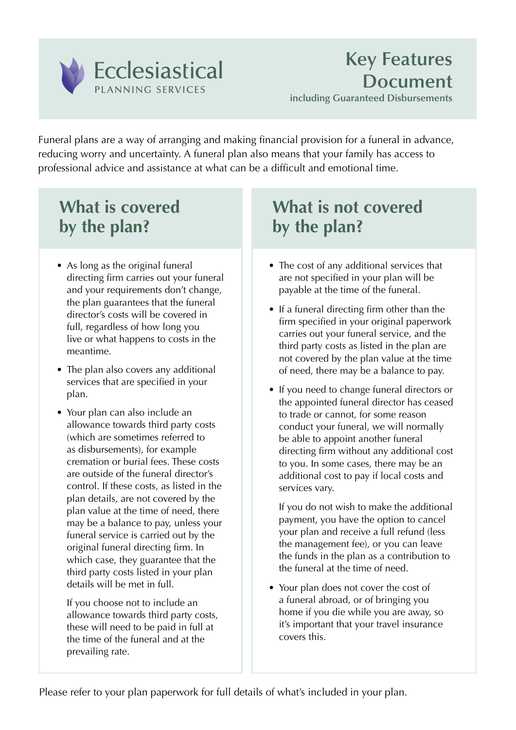Ecclesiastical
PLANNING SERVICES

# Key Features Document

including Guaranteed Disbursements

Funeral plans are a way of arranging and making financial provision for a funeral in advance, reducing worry and uncertainty. A funeral plan also means that your family has access to professional advice and assistance at what can be a difficult and emotional time.

## What is covered by the plan?

- As long as the original funeral directing firm carries out your funeral and your requirements don't change, the plan guarantees that the funeral director's costs will be covered in full, regardless of how long you live or what happens to costs in the meantime.
- The plan also covers any additional services that are specified in your plan.
- Your plan can also include an allowance towards third party costs (which are sometimes referred to as disbursements), for example cremation or burial fees. These costs are outside of the funeral director's control. If these costs, as listed in the plan details, are not covered by the plan value at the time of need, there may be a balance to pay, unless your funeral service is carried out by the original funeral directing firm. In which case, they guarantee that the third party costs listed in your plan details will be met in full.

  If you choose not to include an allowance towards third party costs, these will need to be paid in full at the time of the funeral and at the prevailing rate.

## What is not covered by the plan?

- The cost of any additional services that are not specified in your plan will be payable at the time of the funeral.
- If a funeral directing firm other than the firm specified in your original paperwork carries out your funeral service, and the third party costs as listed in the plan are not covered by the plan value at the time of need, there may be a balance to pay.
- If you need to change funeral directors or the appointed funeral director has ceased to trade or cannot, for some reason conduct your funeral, we will normally be able to appoint another funeral directing firm without any additional cost to you. In some cases, there may be an additional cost to pay if local costs and services vary.

  If you do not wish to make the additional payment, you have the option to cancel your plan and receive a full refund (less the management fee), or you can leave the funds in the plan as a contribution to the funeral at the time of need.
- Your plan does not cover the cost of a funeral abroad, or of bringing you home if you die while you are away, so it's important that your travel insurance covers this.

Please refer to your plan paperwork for full details of what's included in your plan.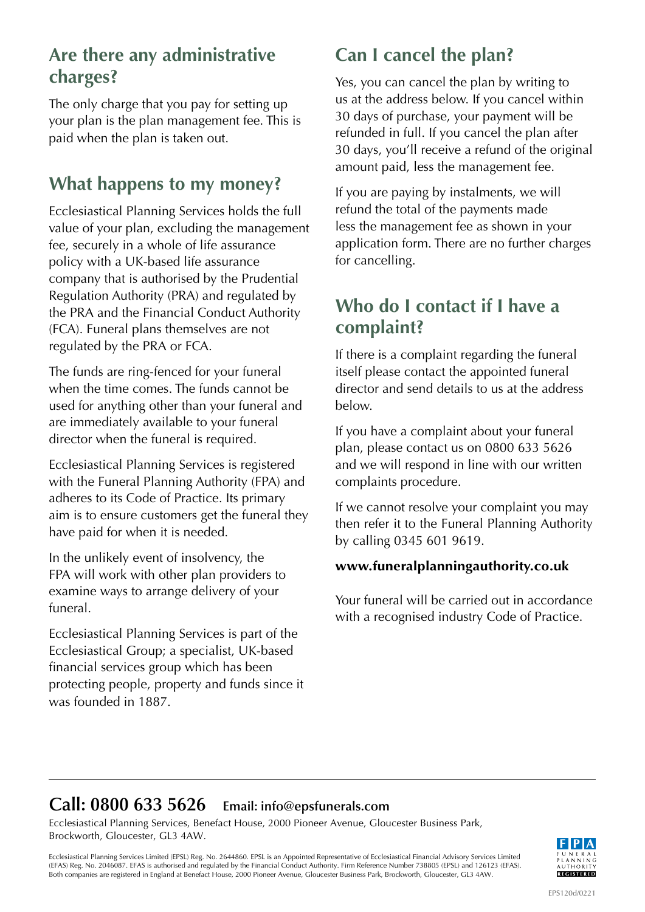## Are there any administrative charges?

The only charge that you pay for setting up your plan is the plan management fee. This is paid when the plan is taken out.

## What happens to my money?

Ecclesiastical Planning Services holds the full value of your plan, excluding the management fee, securely in a whole of life assurance policy with a UK-based life assurance company that is authorised by the Prudential Regulation Authority (PRA) and regulated by the PRA and the Financial Conduct Authority (FCA). Funeral plans themselves are not regulated by the PRA or FCA.

The funds are ring-fenced for your funeral when the time comes. The funds cannot be used for anything other than your funeral and are immediately available to your funeral director when the funeral is required.

Ecclesiastical Planning Services is registered with the Funeral Planning Authority (FPA) and adheres to its Code of Practice. Its primary aim is to ensure customers get the funeral they have paid for when it is needed.

In the unlikely event of insolvency, the FPA will work with other plan providers to examine ways to arrange delivery of your funeral.

Ecclesiastical Planning Services is part of the Ecclesiastical Group; a specialist, UK-based financial services group which has been protecting people, property and funds since it was founded in 1887.

## Can I cancel the plan?

Yes, you can cancel the plan by writing to us at the address below. If you cancel within 30 days of purchase, your payment will be refunded in full. If you cancel the plan after 30 days, you'll receive a refund of the original amount paid, less the management fee.

If you are paying by instalments, we will refund the total of the payments made less the management fee as shown in your application form. There are no further charges for cancelling.

## Who do I contact if I have a complaint?

If there is a complaint regarding the funeral itself please contact the appointed funeral director and send details to us at the address below.

If you have a complaint about your funeral plan, please contact us on 0800 633 5626 and we will respond in line with our written complaints procedure.

If we cannot resolve your complaint you may then refer it to the Funeral Planning Authority by calling 0345 601 9619.

**www.funeralplanningauthority.co.uk**

Your funeral will be carried out in accordance with a recognised industry Code of Practice.

**Call: 0800 633 5626** **Email: info@epsfunerals.com**

Ecclesiastical Planning Services, Benefact House, 2000 Pioneer Avenue, Gloucester Business Park, Brockworth, Gloucester, GL3 4AW.

Ecclesiastical Planning Services Limited (EPSL) Reg. No. 2644860. EPSL is an Appointed Representative of Ecclesiastical Financial Advisory Services Limited (EFAS) Reg. No. 2046087. EFAS is authorised and regulated by the Financial Conduct Authority. Firm Reference Number 738805 (EPSL) and 126123 (EFAS). Both companies are registered in England at Benefact House, 2000 Pioneer Avenue, Gloucester Business Park, Brockworth, Gloucester, GL3 4AW.

FPA FUNERAL PLANNING AUTHORITY REGISTERED

EPS120d/0221